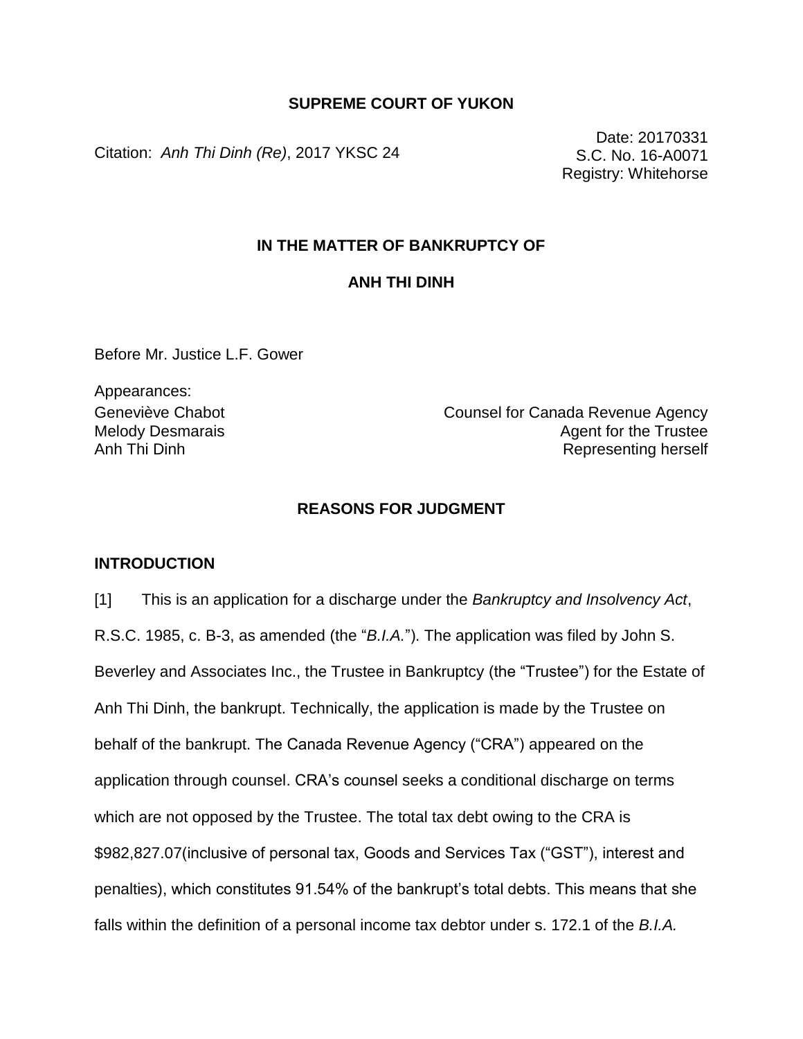**SUPREME COURT OF YUKON**

Citation: *Anh Thi Dinh (Re)*, 2017 YKSC 24

Date: 20170331
S.C. No. 16-A0071
Registry: Whitehorse

**IN THE MATTER OF BANKRUPTCY OF**

**ANH THI DINH**

Before Mr. Justice L.F. Gower

Appearances:

| | |
|---|---|
| Geneviève Chabot | Counsel for Canada Revenue Agency |
| Melody Desmarais | Agent for the Trustee |
| Anh Thi Dinh | Representing herself |

**REASONS FOR JUDGMENT**

**INTRODUCTION**

[1] This is an application for a discharge under the *Bankruptcy and Insolvency Act*, R.S.C. 1985, c. B-3, as amended (the "*B.I.A.*"). The application was filed by John S. Beverley and Associates Inc., the Trustee in Bankruptcy (the "Trustee") for the Estate of Anh Thi Dinh, the bankrupt. Technically, the application is made by the Trustee on behalf of the bankrupt. The Canada Revenue Agency ("CRA") appeared on the application through counsel. CRA's counsel seeks a conditional discharge on terms which are not opposed by the Trustee. The total tax debt owing to the CRA is $982,827.07(inclusive of personal tax, Goods and Services Tax ("GST"), interest and penalties), which constitutes 91.54% of the bankrupt's total debts. This means that she falls within the definition of a personal income tax debtor under s. 172.1 of the *B.I.A.*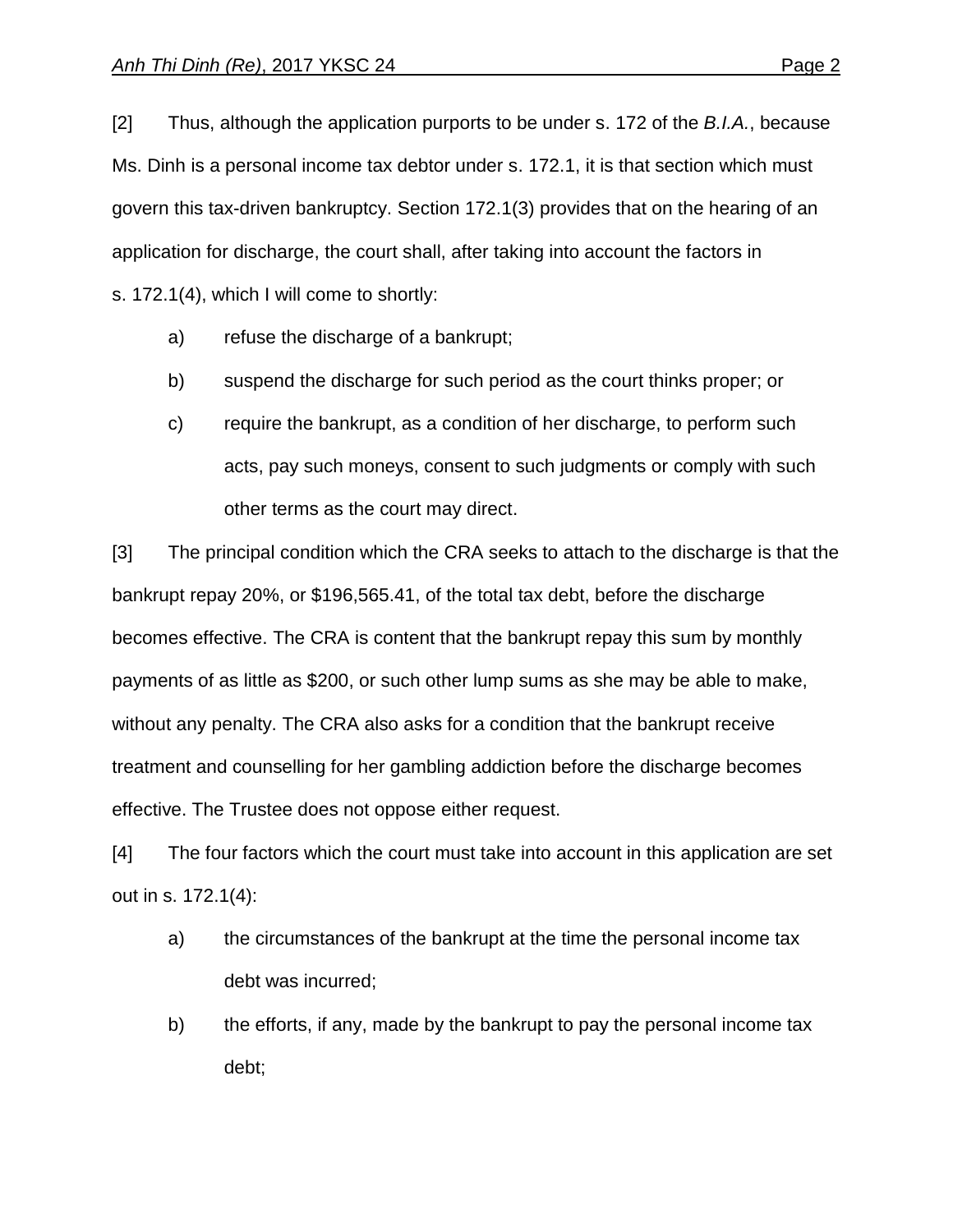[2] Thus, although the application purports to be under s. 172 of the *B.I.A.*, because Ms. Dinh is a personal income tax debtor under s. 172.1, it is that section which must govern this tax-driven bankruptcy. Section 172.1(3) provides that on the hearing of an application for discharge, the court shall, after taking into account the factors in s. 172.1(4), which I will come to shortly:

a) refuse the discharge of a bankrupt;

b) suspend the discharge for such period as the court thinks proper; or

c) require the bankrupt, as a condition of her discharge, to perform such acts, pay such moneys, consent to such judgments or comply with such other terms as the court may direct.

[3] The principal condition which the CRA seeks to attach to the discharge is that the bankrupt repay 20%, or $196,565.41, of the total tax debt, before the discharge becomes effective. The CRA is content that the bankrupt repay this sum by monthly payments of as little as $200, or such other lump sums as she may be able to make, without any penalty. The CRA also asks for a condition that the bankrupt receive treatment and counselling for her gambling addiction before the discharge becomes effective. The Trustee does not oppose either request.

[4] The four factors which the court must take into account in this application are set out in s. 172.1(4):

a) the circumstances of the bankrupt at the time the personal income tax debt was incurred;

b) the efforts, if any, made by the bankrupt to pay the personal income tax debt;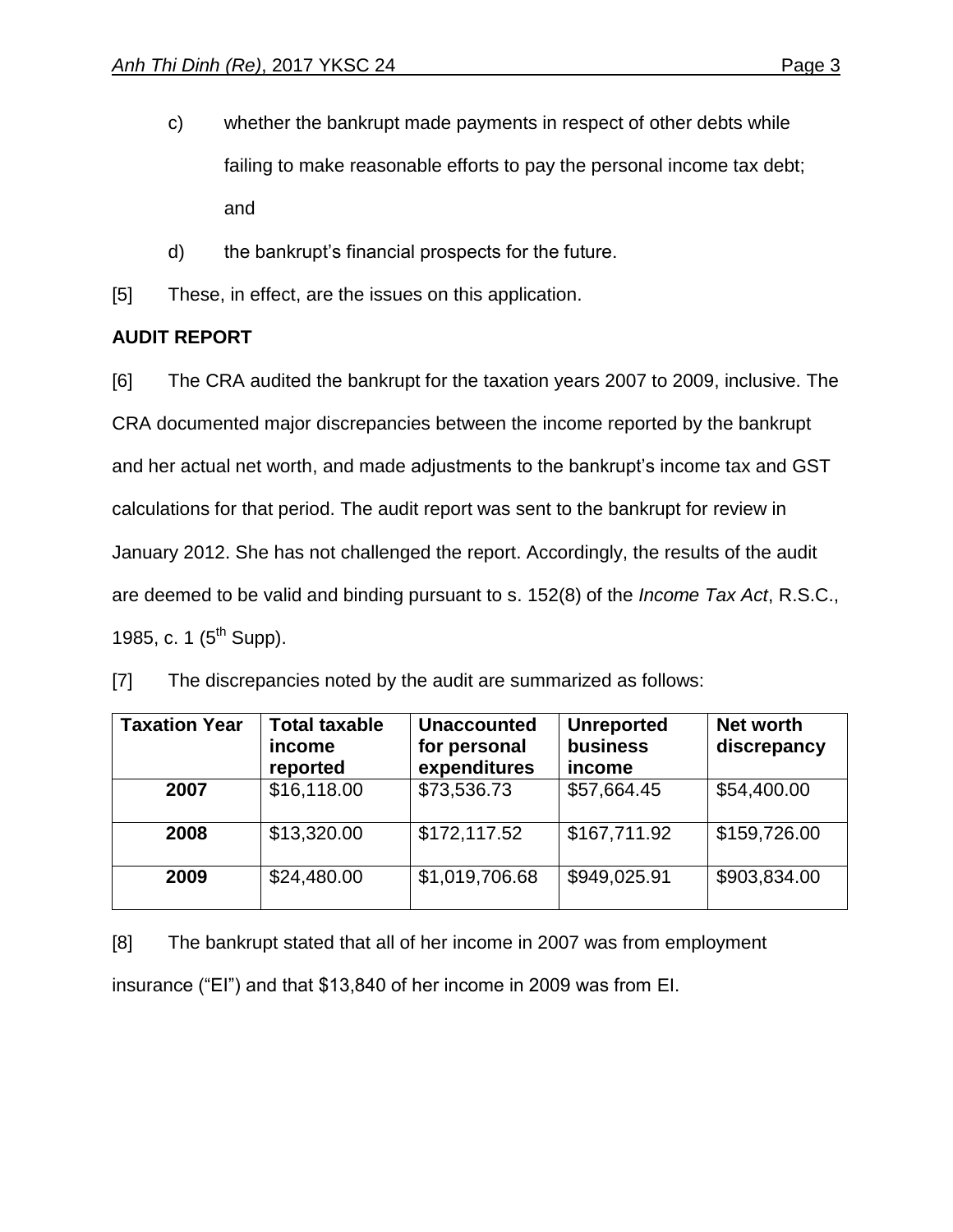c) whether the bankrupt made payments in respect of other debts while failing to make reasonable efforts to pay the personal income tax debt; and

d) the bankrupt's financial prospects for the future.

[5] These, in effect, are the issues on this application.

**AUDIT REPORT**

[6] The CRA audited the bankrupt for the taxation years 2007 to 2009, inclusive. The CRA documented major discrepancies between the income reported by the bankrupt and her actual net worth, and made adjustments to the bankrupt's income tax and GST calculations for that period. The audit report was sent to the bankrupt for review in January 2012. She has not challenged the report. Accordingly, the results of the audit are deemed to be valid and binding pursuant to s. 152(8) of the *Income Tax Act*, R.S.C., 1985, c. 1 (5th Supp).

[7] The discrepancies noted by the audit are summarized as follows:

| Taxation Year | Total taxable income reported | Unaccounted for personal expenditures | Unreported business income | Net worth discrepancy |
|---|---|---|---|---|
| **2007** | $16,118.00 | $73,536.73 | $57,664.45 | $54,400.00 |
| **2008** | $13,320.00 | $172,117.52 | $167,711.92 | $159,726.00 |
| **2009** | $24,480.00 | $1,019,706.68 | $949,025.91 | $903,834.00 |

[8] The bankrupt stated that all of her income in 2007 was from employment insurance ("EI") and that $13,840 of her income in 2009 was from EI.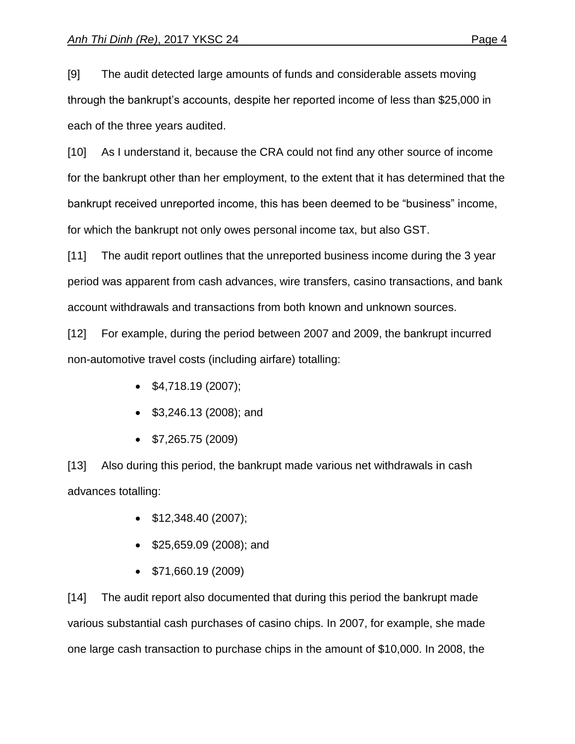[9] The audit detected large amounts of funds and considerable assets moving through the bankrupt's accounts, despite her reported income of less than $25,000 in each of the three years audited.

[10] As I understand it, because the CRA could not find any other source of income for the bankrupt other than her employment, to the extent that it has determined that the bankrupt received unreported income, this has been deemed to be "business" income, for which the bankrupt not only owes personal income tax, but also GST.

[11] The audit report outlines that the unreported business income during the 3 year period was apparent from cash advances, wire transfers, casino transactions, and bank account withdrawals and transactions from both known and unknown sources.

[12] For example, during the period between 2007 and 2009, the bankrupt incurred non-automotive travel costs (including airfare) totalling:

- $4,718.19 (2007);
- $3,246.13 (2008); and
- $7,265.75 (2009)

[13] Also during this period, the bankrupt made various net withdrawals in cash advances totalling:

- $12,348.40 (2007);
- $25,659.09 (2008); and
- $71,660.19 (2009)

[14] The audit report also documented that during this period the bankrupt made various substantial cash purchases of casino chips. In 2007, for example, she made one large cash transaction to purchase chips in the amount of $10,000. In 2008, the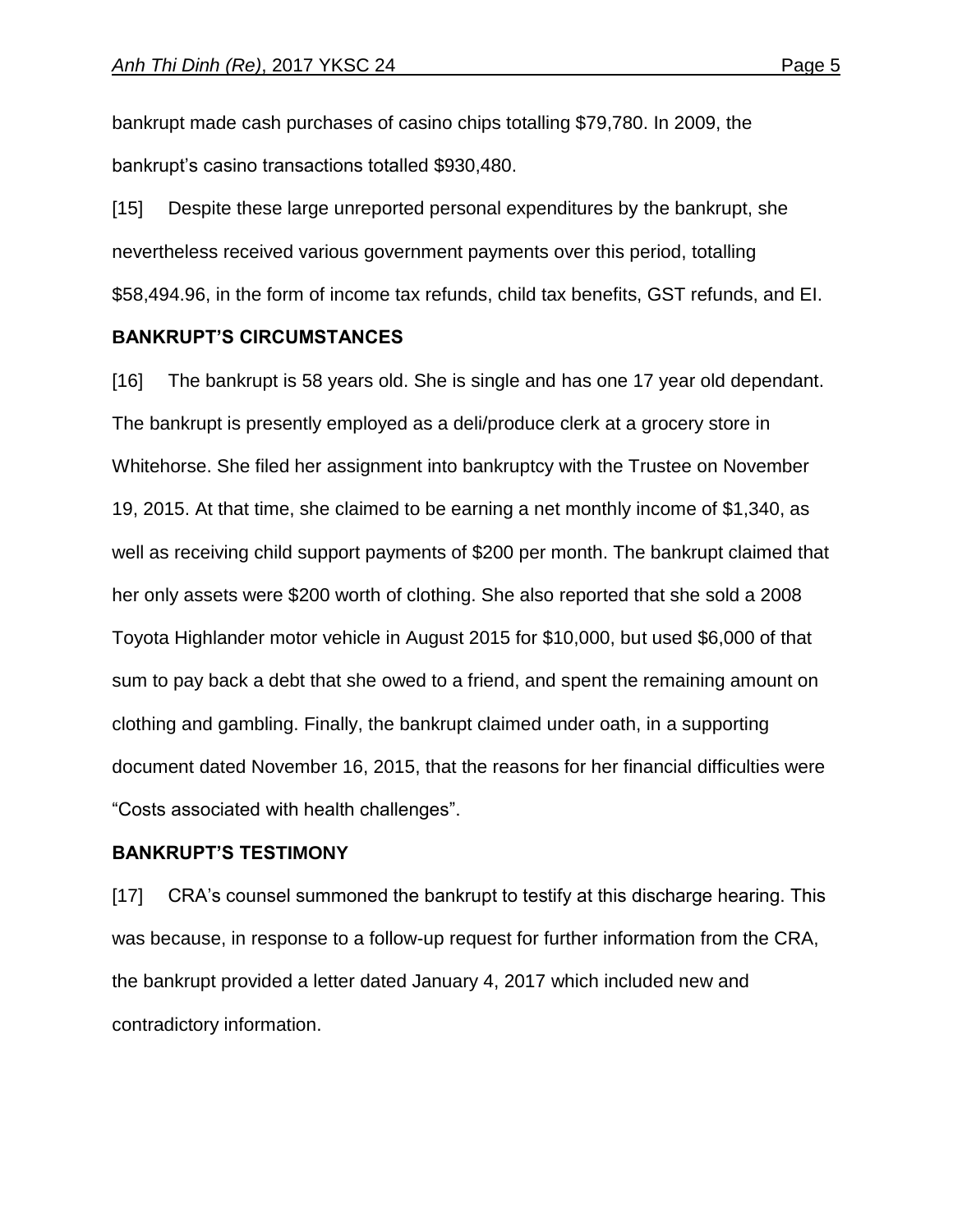bankrupt made cash purchases of casino chips totalling $79,780. In 2009, the bankrupt's casino transactions totalled $930,480.

[15] Despite these large unreported personal expenditures by the bankrupt, she nevertheless received various government payments over this period, totalling $58,494.96, in the form of income tax refunds, child tax benefits, GST refunds, and EI.

**BANKRUPT'S CIRCUMSTANCES**

[16] The bankrupt is 58 years old. She is single and has one 17 year old dependant. The bankrupt is presently employed as a deli/produce clerk at a grocery store in Whitehorse. She filed her assignment into bankruptcy with the Trustee on November 19, 2015. At that time, she claimed to be earning a net monthly income of $1,340, as well as receiving child support payments of $200 per month. The bankrupt claimed that her only assets were $200 worth of clothing. She also reported that she sold a 2008 Toyota Highlander motor vehicle in August 2015 for $10,000, but used $6,000 of that sum to pay back a debt that she owed to a friend, and spent the remaining amount on clothing and gambling. Finally, the bankrupt claimed under oath, in a supporting document dated November 16, 2015, that the reasons for her financial difficulties were "Costs associated with health challenges".

**BANKRUPT'S TESTIMONY**

[17] CRA's counsel summoned the bankrupt to testify at this discharge hearing. This was because, in response to a follow-up request for further information from the CRA, the bankrupt provided a letter dated January 4, 2017 which included new and contradictory information.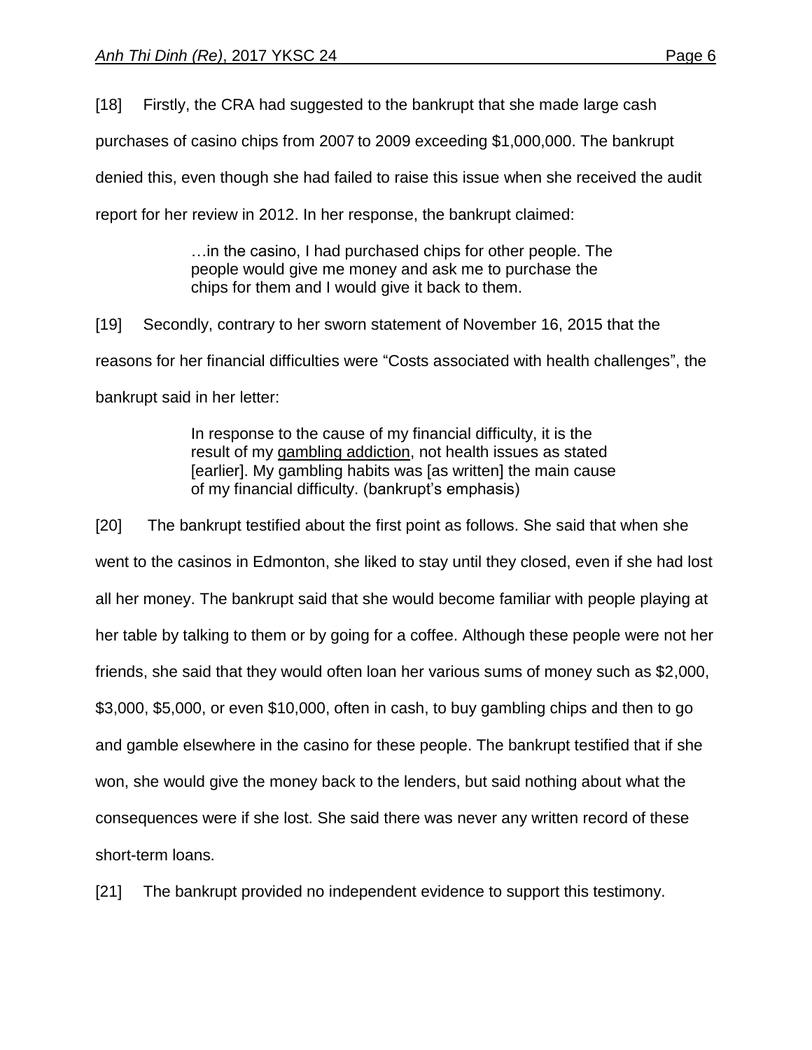[18] Firstly, the CRA had suggested to the bankrupt that she made large cash purchases of casino chips from 2007 to 2009 exceeding $1,000,000. The bankrupt denied this, even though she had failed to raise this issue when she received the audit report for her review in 2012. In her response, the bankrupt claimed:

> …in the casino, I had purchased chips for other people. The people would give me money and ask me to purchase the chips for them and I would give it back to them.

[19] Secondly, contrary to her sworn statement of November 16, 2015 that the reasons for her financial difficulties were "Costs associated with health challenges", the bankrupt said in her letter:

> In response to the cause of my financial difficulty, it is the result of my <u>gambling addiction</u>, not health issues as stated [earlier]. My gambling habits was [as written] the main cause of my financial difficulty. (bankrupt's emphasis)

[20] The bankrupt testified about the first point as follows. She said that when she went to the casinos in Edmonton, she liked to stay until they closed, even if she had lost all her money. The bankrupt said that she would become familiar with people playing at her table by talking to them or by going for a coffee. Although these people were not her friends, she said that they would often loan her various sums of money such as $2,000, $3,000, $5,000, or even $10,000, often in cash, to buy gambling chips and then to go and gamble elsewhere in the casino for these people. The bankrupt testified that if she won, she would give the money back to the lenders, but said nothing about what the consequences were if she lost. She said there was never any written record of these short-term loans.

[21] The bankrupt provided no independent evidence to support this testimony.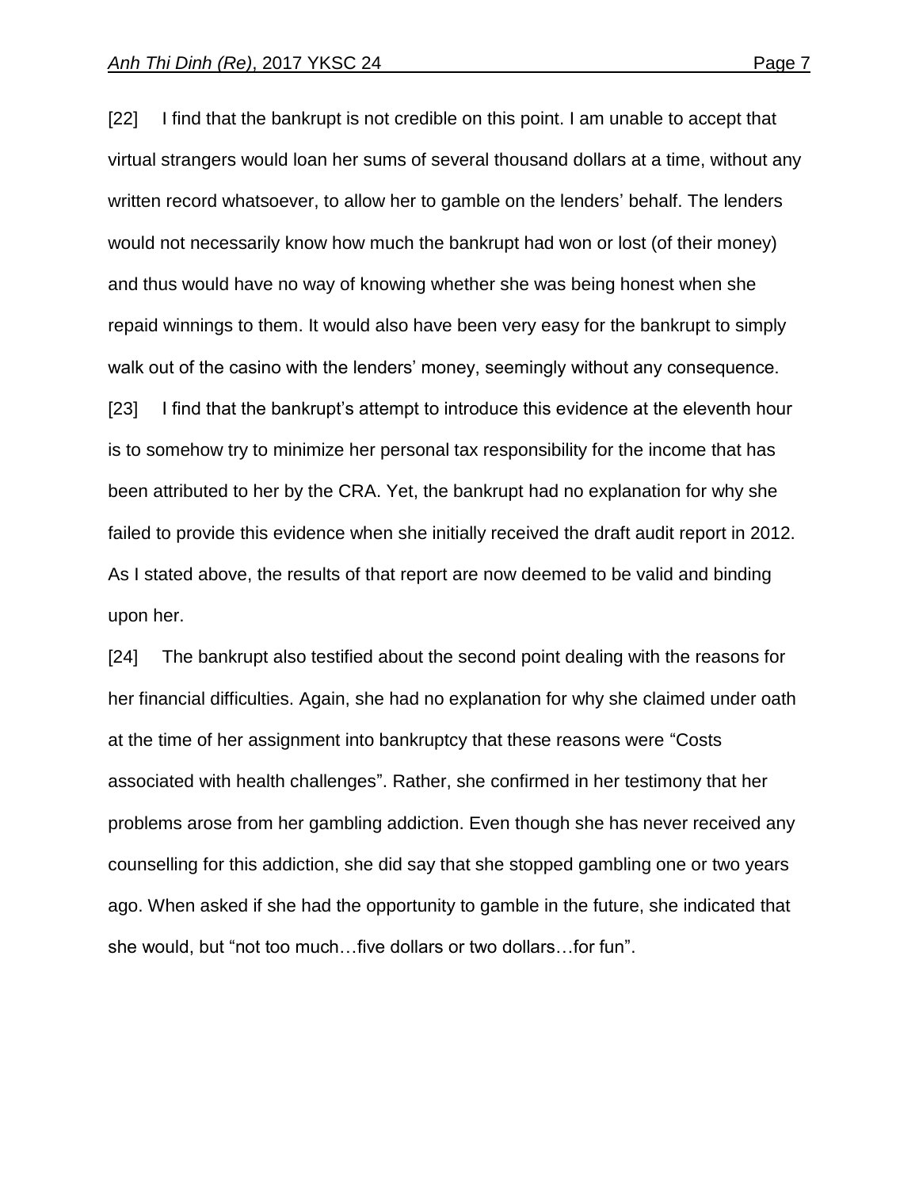[22] I find that the bankrupt is not credible on this point. I am unable to accept that virtual strangers would loan her sums of several thousand dollars at a time, without any written record whatsoever, to allow her to gamble on the lenders' behalf. The lenders would not necessarily know how much the bankrupt had won or lost (of their money) and thus would have no way of knowing whether she was being honest when she repaid winnings to them. It would also have been very easy for the bankrupt to simply walk out of the casino with the lenders' money, seemingly without any consequence.

[23] I find that the bankrupt's attempt to introduce this evidence at the eleventh hour is to somehow try to minimize her personal tax responsibility for the income that has been attributed to her by the CRA. Yet, the bankrupt had no explanation for why she failed to provide this evidence when she initially received the draft audit report in 2012. As I stated above, the results of that report are now deemed to be valid and binding upon her.

[24] The bankrupt also testified about the second point dealing with the reasons for her financial difficulties. Again, she had no explanation for why she claimed under oath at the time of her assignment into bankruptcy that these reasons were "Costs associated with health challenges". Rather, she confirmed in her testimony that her problems arose from her gambling addiction. Even though she has never received any counselling for this addiction, she did say that she stopped gambling one or two years ago. When asked if she had the opportunity to gamble in the future, she indicated that she would, but "not too much…five dollars or two dollars…for fun".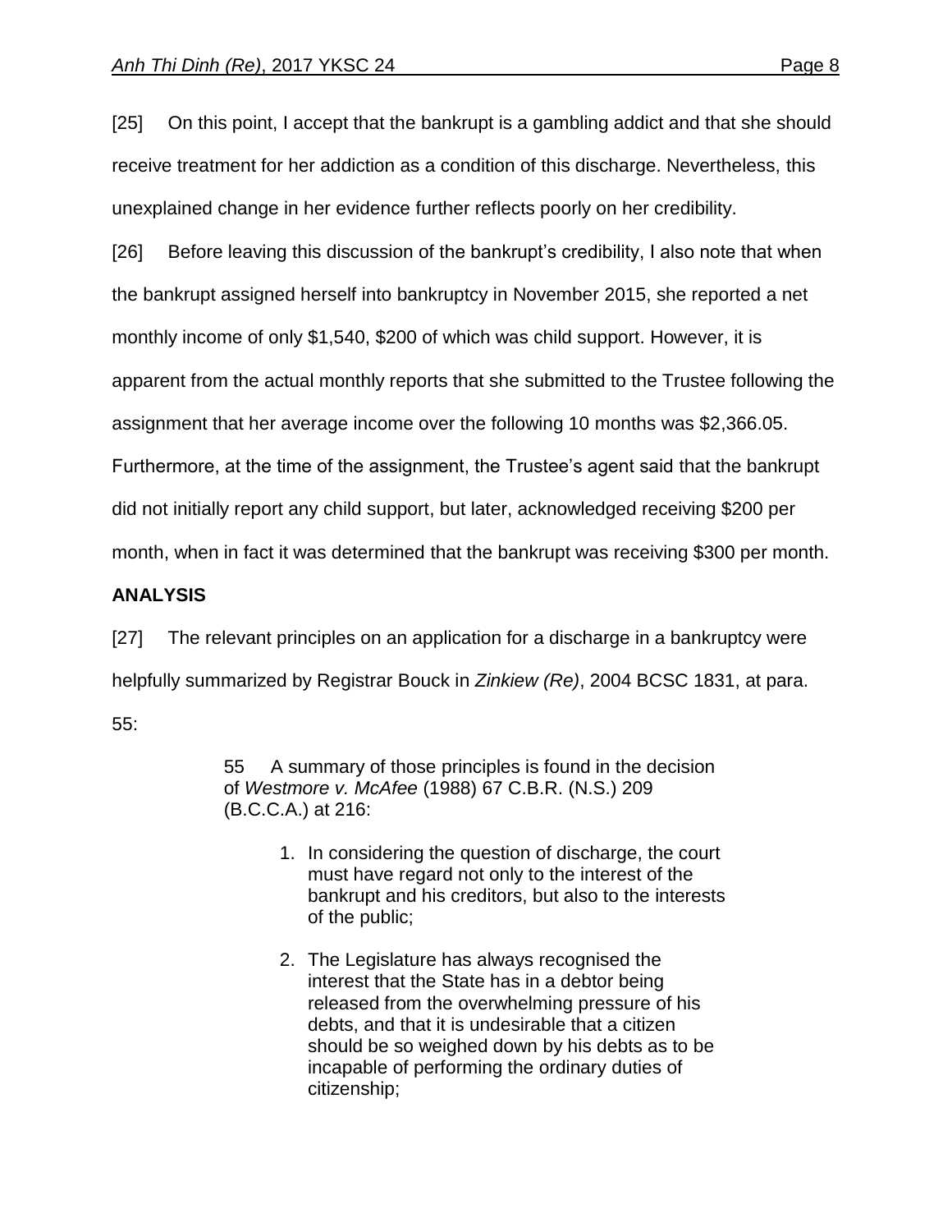[25] On this point, I accept that the bankrupt is a gambling addict and that she should receive treatment for her addiction as a condition of this discharge. Nevertheless, this unexplained change in her evidence further reflects poorly on her credibility.

[26] Before leaving this discussion of the bankrupt's credibility, I also note that when the bankrupt assigned herself into bankruptcy in November 2015, she reported a net monthly income of only $1,540, $200 of which was child support. However, it is apparent from the actual monthly reports that she submitted to the Trustee following the assignment that her average income over the following 10 months was $2,366.05. Furthermore, at the time of the assignment, the Trustee's agent said that the bankrupt did not initially report any child support, but later, acknowledged receiving $200 per month, when in fact it was determined that the bankrupt was receiving $300 per month.

## ANALYSIS

[27] The relevant principles on an application for a discharge in a bankruptcy were helpfully summarized by Registrar Bouck in *Zinkiew (Re)*, 2004 BCSC 1831, at para. 55:

> 55 A summary of those principles is found in the decision of *Westmore v. McAfee* (1988) 67 C.B.R. (N.S.) 209 (B.C.C.A.) at 216:
>
> 1. In considering the question of discharge, the court must have regard not only to the interest of the bankrupt and his creditors, but also to the interests of the public;
>
> 2. The Legislature has always recognised the interest that the State has in a debtor being released from the overwhelming pressure of his debts, and that it is undesirable that a citizen should be so weighed down by his debts as to be incapable of performing the ordinary duties of citizenship;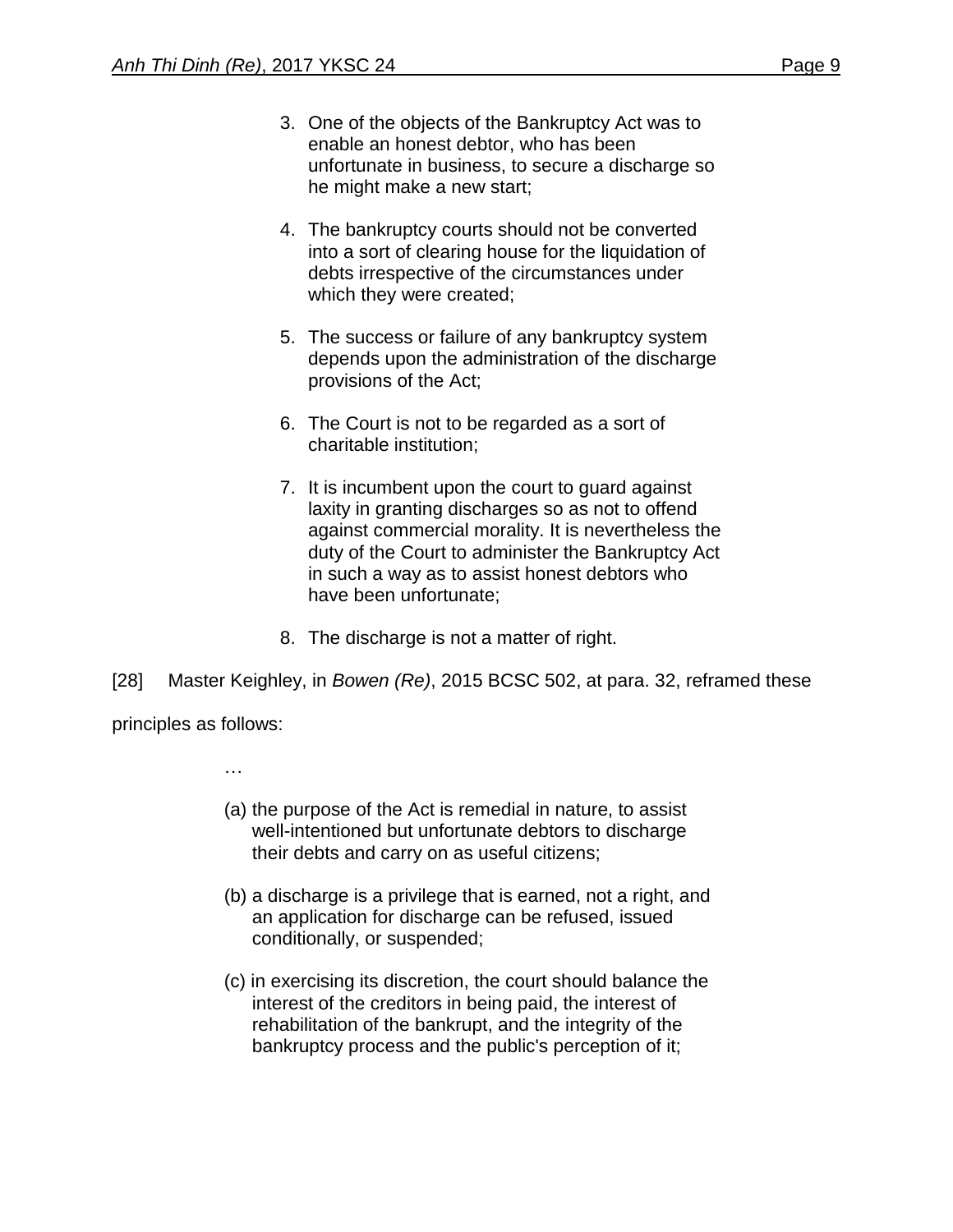3. One of the objects of the Bankruptcy Act was to enable an honest debtor, who has been unfortunate in business, to secure a discharge so he might make a new start;

4. The bankruptcy courts should not be converted into a sort of clearing house for the liquidation of debts irrespective of the circumstances under which they were created;

5. The success or failure of any bankruptcy system depends upon the administration of the discharge provisions of the Act;

6. The Court is not to be regarded as a sort of charitable institution;

7. It is incumbent upon the court to guard against laxity in granting discharges so as not to offend against commercial morality. It is nevertheless the duty of the Court to administer the Bankruptcy Act in such a way as to assist honest debtors who have been unfortunate;

8. The discharge is not a matter of right.

[28] Master Keighley, in *Bowen (Re)*, 2015 BCSC 502, at para. 32, reframed these principles as follows:

> …
>
> (a) the purpose of the Act is remedial in nature, to assist well-intentioned but unfortunate debtors to discharge their debts and carry on as useful citizens;
>
> (b) a discharge is a privilege that is earned, not a right, and an application for discharge can be refused, issued conditionally, or suspended;
>
> (c) in exercising its discretion, the court should balance the interest of the creditors in being paid, the interest of rehabilitation of the bankrupt, and the integrity of the bankruptcy process and the public's perception of it;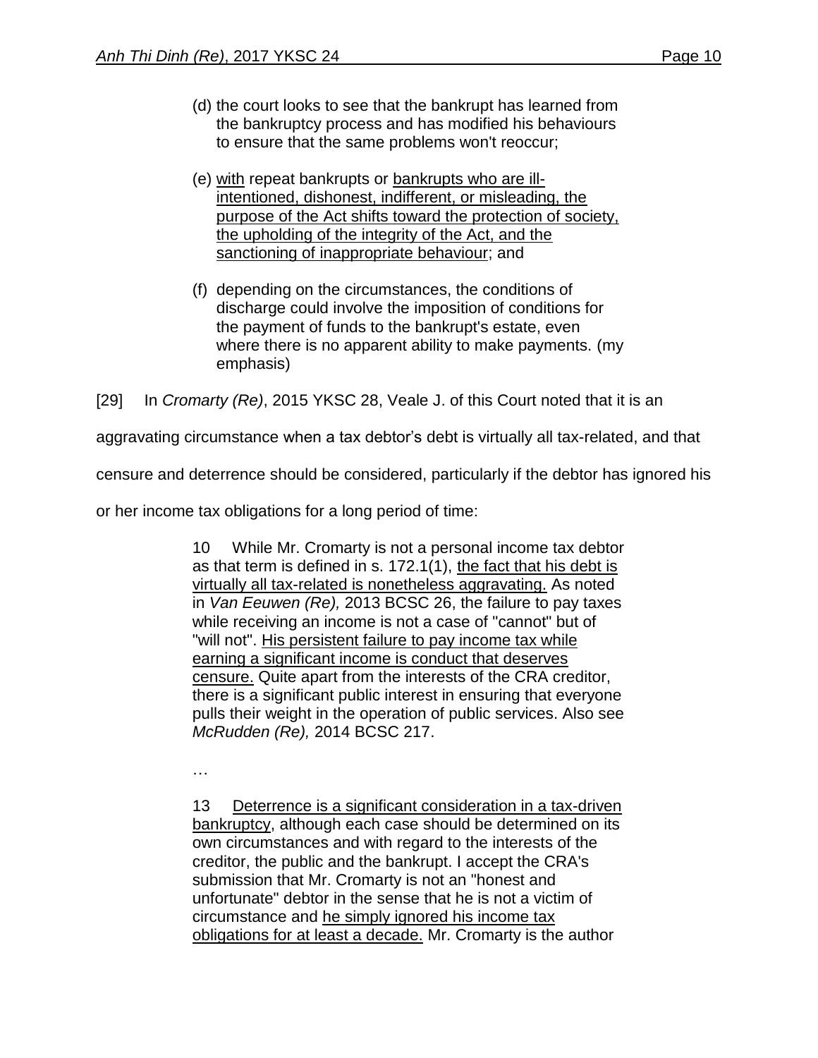> (d) the court looks to see that the bankrupt has learned from the bankruptcy process and has modified his behaviours to ensure that the same problems won't reoccur;
>
> (e) <u>with</u> repeat bankrupts or <u>bankrupts who are ill-intentioned, dishonest, indifferent, or misleading, the purpose of the Act shifts toward the protection of society, the upholding of the integrity of the Act, and the sanctioning of inappropriate behaviour</u>; and
>
> (f) depending on the circumstances, the conditions of discharge could involve the imposition of conditions for the payment of funds to the bankrupt's estate, even where there is no apparent ability to make payments. (my emphasis)

[29] In *Cromarty (Re)*, 2015 YKSC 28, Veale J. of this Court noted that it is an aggravating circumstance when a tax debtor's debt is virtually all tax-related, and that censure and deterrence should be considered, particularly if the debtor has ignored his or her income tax obligations for a long period of time:

> 10 While Mr. Cromarty is not a personal income tax debtor as that term is defined in s. 172.1(1), <u>the fact that his debt is virtually all tax-related is nonetheless aggravating.</u> As noted in *Van Eeuwen (Re),* 2013 BCSC 26, the failure to pay taxes while receiving an income is not a case of "cannot" but of "will not". <u>His persistent failure to pay income tax while earning a significant income is conduct that deserves censure.</u> Quite apart from the interests of the CRA creditor, there is a significant public interest in ensuring that everyone pulls their weight in the operation of public services. Also see *McRudden (Re),* 2014 BCSC 217.
>
> …
>
> 13 <u>Deterrence is a significant consideration in a tax-driven bankruptcy</u>, although each case should be determined on its own circumstances and with regard to the interests of the creditor, the public and the bankrupt. I accept the CRA's submission that Mr. Cromarty is not an "honest and unfortunate" debtor in the sense that he is not a victim of circumstance and <u>he simply ignored his income tax obligations for at least a decade.</u> Mr. Cromarty is the author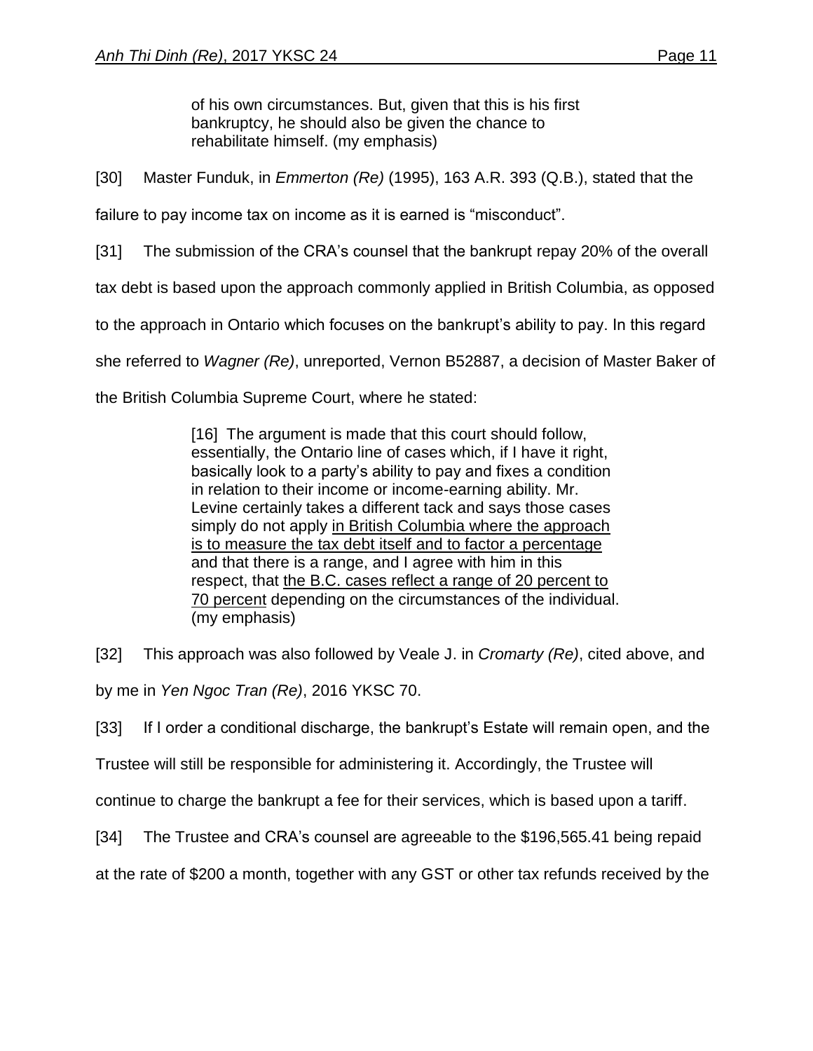> of his own circumstances. But, given that this is his first bankruptcy, he should also be given the chance to rehabilitate himself. (my emphasis)

[30] Master Funduk, in *Emmerton (Re)* (1995), 163 A.R. 393 (Q.B.), stated that the failure to pay income tax on income as it is earned is "misconduct".

[31] The submission of the CRA's counsel that the bankrupt repay 20% of the overall tax debt is based upon the approach commonly applied in British Columbia, as opposed to the approach in Ontario which focuses on the bankrupt's ability to pay. In this regard she referred to *Wagner (Re)*, unreported, Vernon B52887, a decision of Master Baker of the British Columbia Supreme Court, where he stated:

> [16] The argument is made that this court should follow, essentially, the Ontario line of cases which, if I have it right, basically look to a party's ability to pay and fixes a condition in relation to their income or income-earning ability. Mr. Levine certainly takes a different tack and says those cases simply do not apply <u>in British Columbia where the approach is to measure the tax debt itself and to factor a percentage</u> and that there is a range, and I agree with him in this respect, that <u>the B.C. cases reflect a range of 20 percent to 70 percent</u> depending on the circumstances of the individual. (my emphasis)

[32] This approach was also followed by Veale J. in *Cromarty (Re)*, cited above, and by me in *Yen Ngoc Tran (Re)*, 2016 YKSC 70.

[33] If I order a conditional discharge, the bankrupt's Estate will remain open, and the Trustee will still be responsible for administering it. Accordingly, the Trustee will continue to charge the bankrupt a fee for their services, which is based upon a tariff.

[34] The Trustee and CRA's counsel are agreeable to the $196,565.41 being repaid at the rate of $200 a month, together with any GST or other tax refunds received by the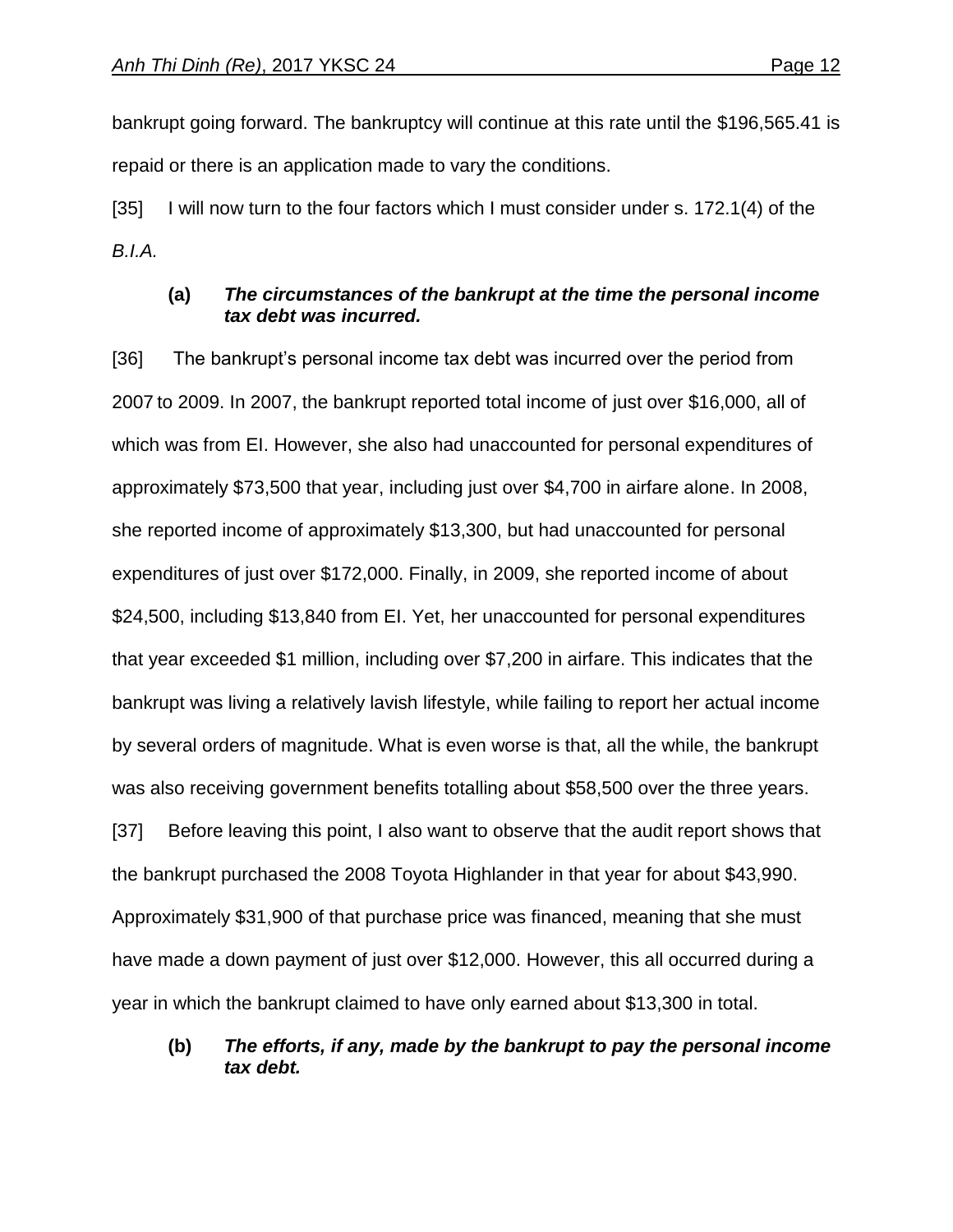bankrupt going forward. The bankruptcy will continue at this rate until the $196,565.41 is repaid or there is an application made to vary the conditions.

[35] I will now turn to the four factors which I must consider under s. 172.1(4) of the *B.I.A.*

**(a)** ***The circumstances of the bankrupt at the time the personal income tax debt was incurred.***

[36] The bankrupt's personal income tax debt was incurred over the period from 2007 to 2009. In 2007, the bankrupt reported total income of just over $16,000, all of which was from EI. However, she also had unaccounted for personal expenditures of approximately $73,500 that year, including just over $4,700 in airfare alone. In 2008, she reported income of approximately $13,300, but had unaccounted for personal expenditures of just over $172,000. Finally, in 2009, she reported income of about $24,500, including $13,840 from EI. Yet, her unaccounted for personal expenditures that year exceeded $1 million, including over $7,200 in airfare. This indicates that the bankrupt was living a relatively lavish lifestyle, while failing to report her actual income by several orders of magnitude. What is even worse is that, all the while, the bankrupt was also receiving government benefits totalling about $58,500 over the three years.

[37] Before leaving this point, I also want to observe that the audit report shows that the bankrupt purchased the 2008 Toyota Highlander in that year for about $43,990. Approximately $31,900 of that purchase price was financed, meaning that she must have made a down payment of just over $12,000. However, this all occurred during a year in which the bankrupt claimed to have only earned about $13,300 in total.

**(b)** ***The efforts, if any, made by the bankrupt to pay the personal income tax debt.***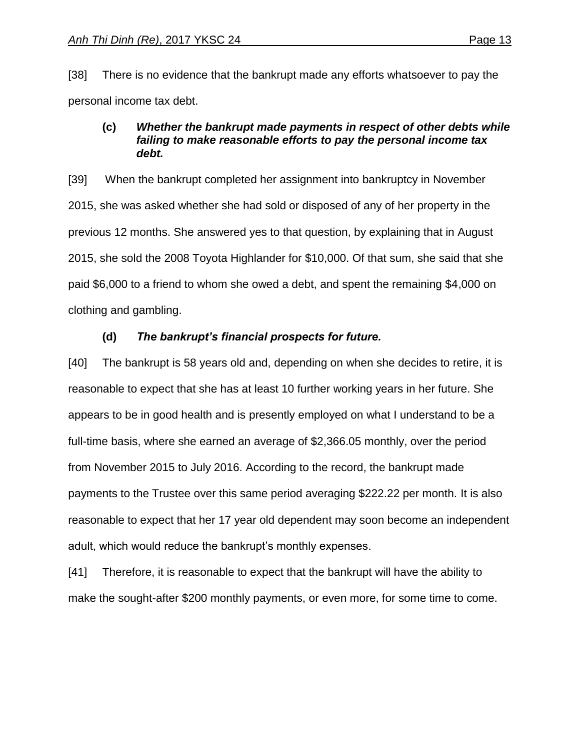[38] There is no evidence that the bankrupt made any efforts whatsoever to pay the personal income tax debt.

**(c)** ***Whether the bankrupt made payments in respect of other debts while failing to make reasonable efforts to pay the personal income tax debt.***

[39] When the bankrupt completed her assignment into bankruptcy in November 2015, she was asked whether she had sold or disposed of any of her property in the previous 12 months. She answered yes to that question, by explaining that in August 2015, she sold the 2008 Toyota Highlander for $10,000. Of that sum, she said that she paid $6,000 to a friend to whom she owed a debt, and spent the remaining $4,000 on clothing and gambling.

**(d)** ***The bankrupt's financial prospects for future.***

[40] The bankrupt is 58 years old and, depending on when she decides to retire, it is reasonable to expect that she has at least 10 further working years in her future. She appears to be in good health and is presently employed on what I understand to be a full-time basis, where she earned an average of $2,366.05 monthly, over the period from November 2015 to July 2016. According to the record, the bankrupt made payments to the Trustee over this same period averaging $222.22 per month. It is also reasonable to expect that her 17 year old dependent may soon become an independent adult, which would reduce the bankrupt's monthly expenses.

[41] Therefore, it is reasonable to expect that the bankrupt will have the ability to make the sought-after $200 monthly payments, or even more, for some time to come.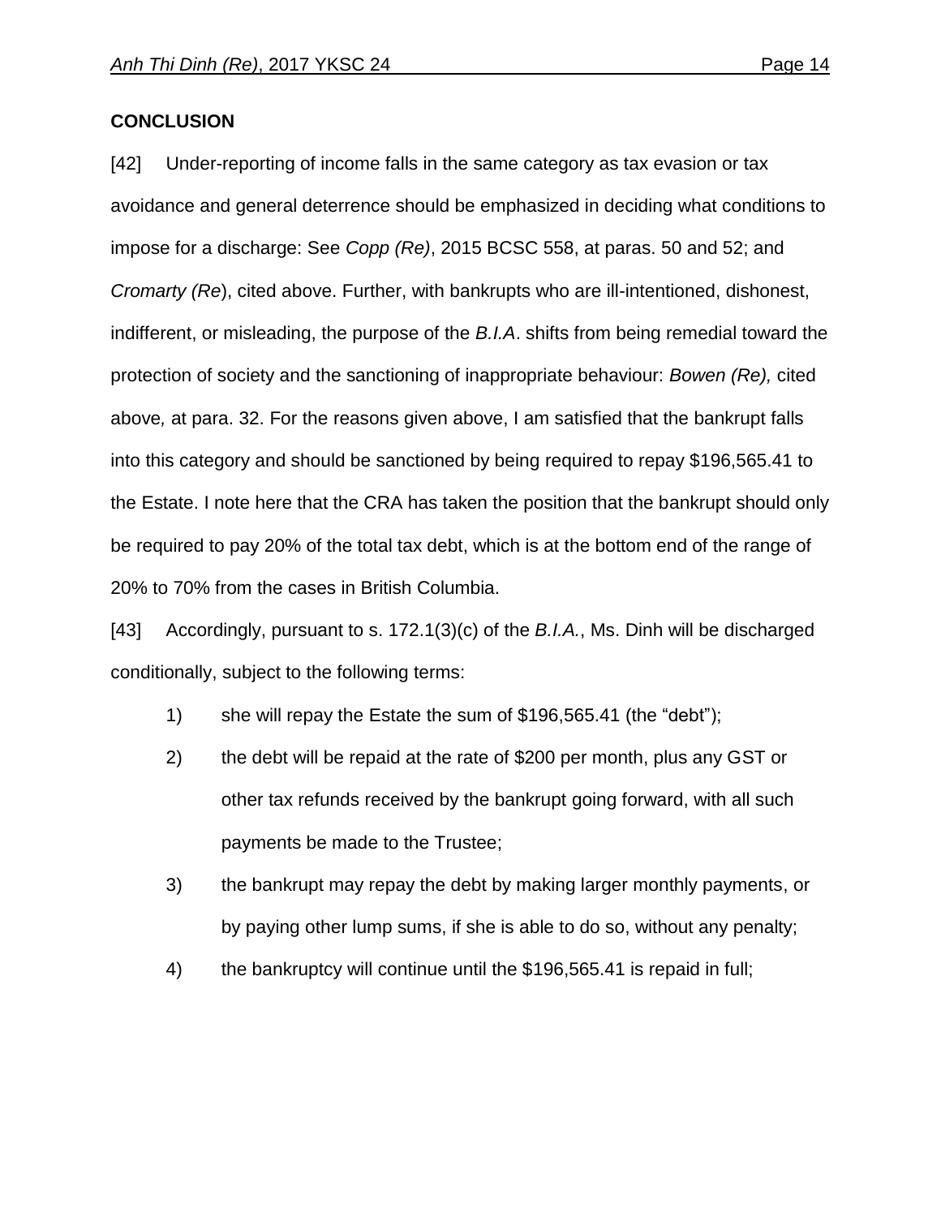**CONCLUSION**

[42] Under-reporting of income falls in the same category as tax evasion or tax avoidance and general deterrence should be emphasized in deciding what conditions to impose for a discharge: See *Copp (Re)*, 2015 BCSC 558, at paras. 50 and 52; and *Cromarty (Re*), cited above. Further, with bankrupts who are ill-intentioned, dishonest, indifferent, or misleading, the purpose of the *B.I.A*. shifts from being remedial toward the protection of society and the sanctioning of inappropriate behaviour: *Bowen (Re),* cited above*,* at para. 32. For the reasons given above, I am satisfied that the bankrupt falls into this category and should be sanctioned by being required to repay $196,565.41 to the Estate. I note here that the CRA has taken the position that the bankrupt should only be required to pay 20% of the total tax debt, which is at the bottom end of the range of 20% to 70% from the cases in British Columbia.

[43] Accordingly, pursuant to s. 172.1(3)(c) of the *B.I.A.*, Ms. Dinh will be discharged conditionally, subject to the following terms:

1) she will repay the Estate the sum of $196,565.41 (the "debt");

2) the debt will be repaid at the rate of $200 per month, plus any GST or other tax refunds received by the bankrupt going forward, with all such payments be made to the Trustee;

3) the bankrupt may repay the debt by making larger monthly payments, or by paying other lump sums, if she is able to do so, without any penalty;

4) the bankruptcy will continue until the $196,565.41 is repaid in full;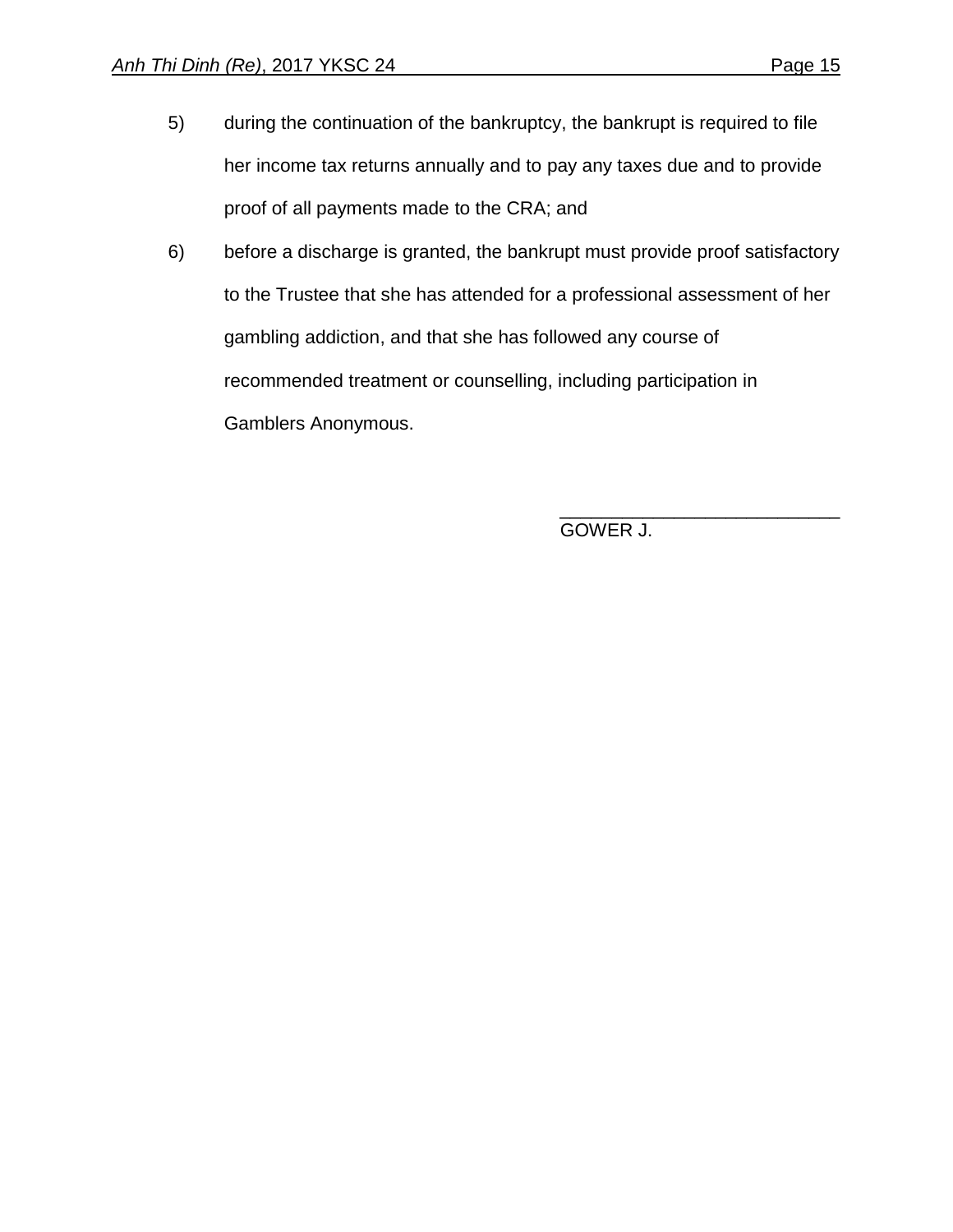5) during the continuation of the bankruptcy, the bankrupt is required to file her income tax returns annually and to pay any taxes due and to provide proof of all payments made to the CRA; and

6) before a discharge is granted, the bankrupt must provide proof satisfactory to the Trustee that she has attended for a professional assessment of her gambling addiction, and that she has followed any course of recommended treatment or counselling, including participation in Gamblers Anonymous.

___________________________

GOWER J.